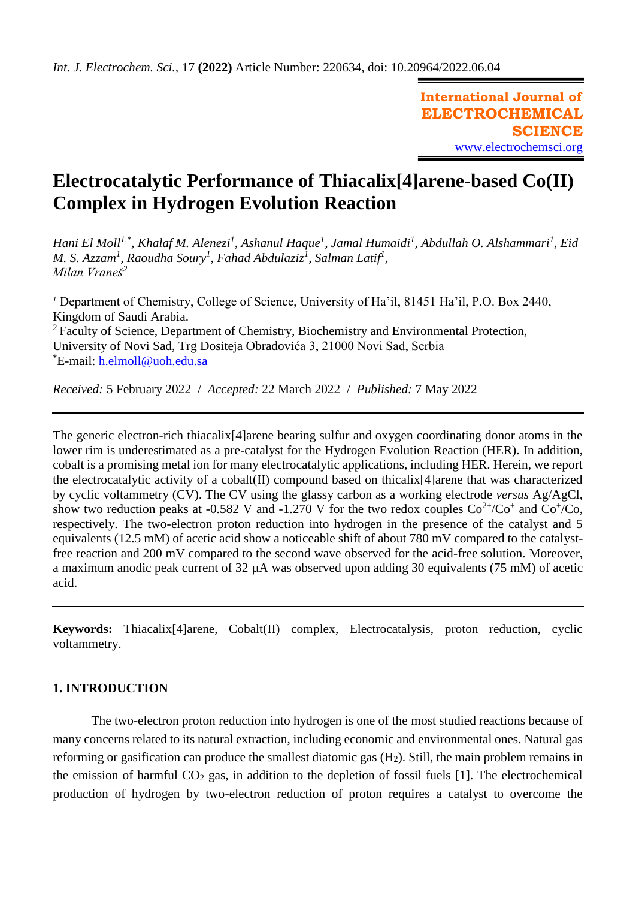# Electrocatalytic Performance of Thiacalix[4]arene-based Co(II) Complex in Hydrogen Evolution Reaction

*Hani El Moll*[1,*], *Khalaf M. Alenezi*[1], *Ashanul Haque*[1], *Jamal Humaidi*[1], *Abdullah O. Alshammari*[1], *Eid M. S. Azzam*[1], *Raoudha Soury*[1], *Fahad Abdulaziz*[1], *Salman Latif*[1], *Milan Vraneš*[2]

[1] Department of Chemistry, College of Science, University of Ha'il, 81451 Ha'il, P.O. Box 2440, Kingdom of Saudi Arabia.
[2] Faculty of Science, Department of Chemistry, Biochemistry and Environmental Protection, University of Novi Sad, Trg Dositeja Obradovića 3, 21000 Novi Sad, Serbia
[*]E-mail: h.elmoll@uoh.edu.sa

*Received:* 5 February 2022 / *Accepted:* 22 March 2022 / *Published:* 7 May 2022

---

The generic electron-rich thiacalix[4]arene bearing sulfur and oxygen coordinating donor atoms in the lower rim is underestimated as a pre-catalyst for the Hydrogen Evolution Reaction (HER). In addition, cobalt is a promising metal ion for many electrocatalytic applications, including HER. Herein, we report the electrocatalytic activity of a cobalt(II) compound based on thicalix[4]arene that was characterized by cyclic voltammetry (CV). The CV using the glassy carbon as a working electrode *versus* Ag/AgCl, show two reduction peaks at -0.582 V and -1.270 V for the two redox couples $Co^{2+}/Co^{+}$ and $Co^{+}/Co$, respectively. The two-electron proton reduction into hydrogen in the presence of the catalyst and 5 equivalents (12.5 mM) of acetic acid show a noticeable shift of about 780 mV compared to the catalyst-free reaction and 200 mV compared to the second wave observed for the acid-free solution. Moreover, a maximum anodic peak current of 32 µA was observed upon adding 30 equivalents (75 mM) of acetic acid.

---

**Keywords:** Thiacalix[4]arene, Cobalt(II) complex, Electrocatalysis, proton reduction, cyclic voltammetry.

## 1. INTRODUCTION

The two-electron proton reduction into hydrogen is one of the most studied reactions because of many concerns related to its natural extraction, including economic and environmental ones. Natural gas reforming or gasification can produce the smallest diatomic gas ($H_2$). Still, the main problem remains in the emission of harmful $CO_2$ gas, in addition to the depletion of fossil fuels [1]. The electrochemical production of hydrogen by two-electron reduction of proton requires a catalyst to overcome the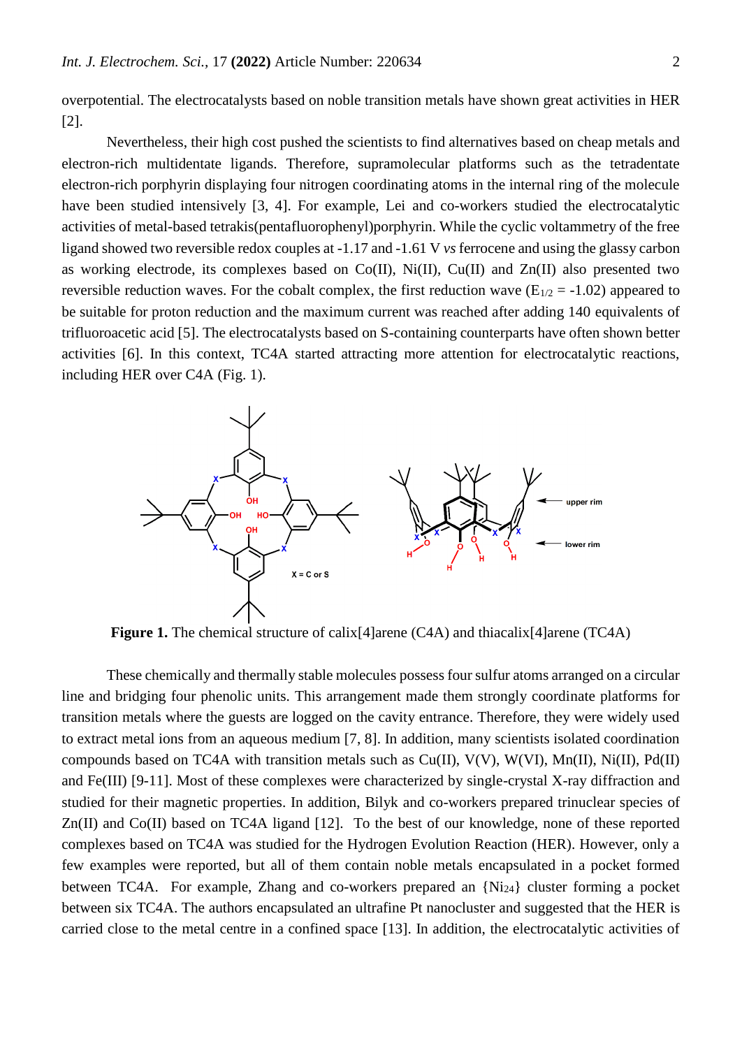overpotential. The electrocatalysts based on noble transition metals have shown great activities in HER [2].

Nevertheless, their high cost pushed the scientists to find alternatives based on cheap metals and electron-rich multidentate ligands. Therefore, supramolecular platforms such as the tetradentate electron-rich porphyrin displaying four nitrogen coordinating atoms in the internal ring of the molecule have been studied intensively [3, 4]. For example, Lei and co-workers studied the electrocatalytic activities of metal-based tetrakis(pentafluorophenyl)porphyrin. While the cyclic voltammetry of the free ligand showed two reversible redox couples at -1.17 and -1.61 V *vs* ferrocene and using the glassy carbon as working electrode, its complexes based on Co(II), Ni(II), Cu(II) and Zn(II) also presented two reversible reduction waves. For the cobalt complex, the first reduction wave ($E_{1/2}$ = -1.02) appeared to be suitable for proton reduction and the maximum current was reached after adding 140 equivalents of trifluoroacetic acid [5]. The electrocatalysts based on S-containing counterparts have often shown better activities [6]. In this context, TC4A started attracting more attention for electrocatalytic reactions, including HER over C4A (Fig. 1).

**Figure 1.** The chemical structure of calix[4]arene (C4A) and thiacalix[4]arene (TC4A)

These chemically and thermally stable molecules possess four sulfur atoms arranged on a circular line and bridging four phenolic units. This arrangement made them strongly coordinate platforms for transition metals where the guests are logged on the cavity entrance. Therefore, they were widely used to extract metal ions from an aqueous medium [7, 8]. In addition, many scientists isolated coordination compounds based on TC4A with transition metals such as Cu(II), V(V), W(VI), Mn(II), Ni(II), Pd(II) and Fe(III) [9-11]. Most of these complexes were characterized by single-crystal X-ray diffraction and studied for their magnetic properties. In addition, Bilyk and co-workers prepared trinuclear species of Zn(II) and Co(II) based on TC4A ligand [12]. To the best of our knowledge, none of these reported complexes based on TC4A was studied for the Hydrogen Evolution Reaction (HER). However, only a few examples were reported, but all of them contain noble metals encapsulated in a pocket formed between TC4A. For example, Zhang and co-workers prepared an {$Ni_{24}$} cluster forming a pocket between six TC4A. The authors encapsulated an ultrafine Pt nanocluster and suggested that the HER is carried close to the metal centre in a confined space [13]. In addition, the electrocatalytic activities of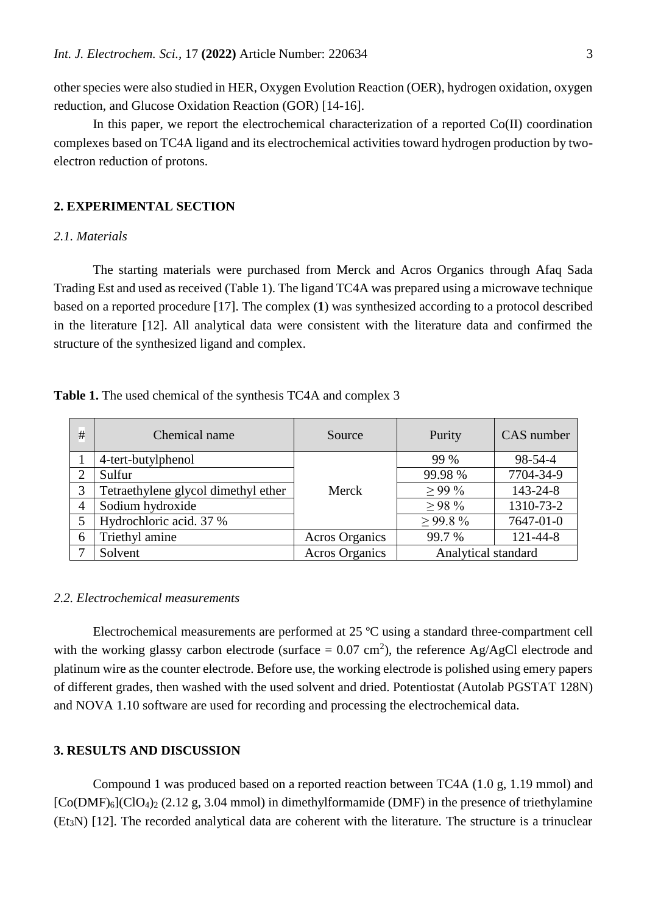other species were also studied in HER, Oxygen Evolution Reaction (OER), hydrogen oxidation, oxygen reduction, and Glucose Oxidation Reaction (GOR) [14-16].

In this paper, we report the electrochemical characterization of a reported Co(II) coordination complexes based on TC4A ligand and its electrochemical activities toward hydrogen production by two-electron reduction of protons.

## 2. EXPERIMENTAL SECTION

### *2.1. Materials*

The starting materials were purchased from Merck and Acros Organics through Afaq Sada Trading Est and used as received (Table 1). The ligand TC4A was prepared using a microwave technique based on a reported procedure [17]. The complex (**1**) was synthesized according to a protocol described in the literature [12]. All analytical data were consistent with the literature data and confirmed the structure of the synthesized ligand and complex.

**Table 1.** The used chemical of the synthesis TC4A and complex 3

| # | Chemical name | Source | Purity | CAS number |
|---|---|---|---|---|
| 1 | 4-tert-butylphenol | Merck | 99 % | 98-54-4 |
| 2 | Sulfur | Merck | 99.98 % | 7704-34-9 |
| 3 | Tetraethylene glycol dimethyl ether | Merck | ≥ 99 % | 143-24-8 |
| 4 | Sodium hydroxide | Merck | ≥ 98 % | 1310-73-2 |
| 5 | Hydrochloric acid. 37 % | Merck | ≥ 99.8 % | 7647-01-0 |
| 6 | Triethyl amine | Acros Organics | 99.7 % | 121-44-8 |
| 7 | Solvent | Acros Organics | Analytical standard | |

### *2.2. Electrochemical measurements*

Electrochemical measurements are performed at 25 ºC using a standard three-compartment cell with the working glassy carbon electrode (surface = 0.07 $cm^2$), the reference Ag/AgCl electrode and platinum wire as the counter electrode. Before use, the working electrode is polished using emery papers of different grades, then washed with the used solvent and dried. Potentiostat (Autolab PGSTAT 128N) and NOVA 1.10 software are used for recording and processing the electrochemical data.

## 3. RESULTS AND DISCUSSION

Compound 1 was produced based on a reported reaction between TC4A (1.0 g, 1.19 mmol) and $[Co(DMF)_6](ClO_4)_2$ (2.12 g, 3.04 mmol) in dimethylformamide (DMF) in the presence of triethylamine ($Et_3N$) [12]. The recorded analytical data are coherent with the literature. The structure is a trinuclear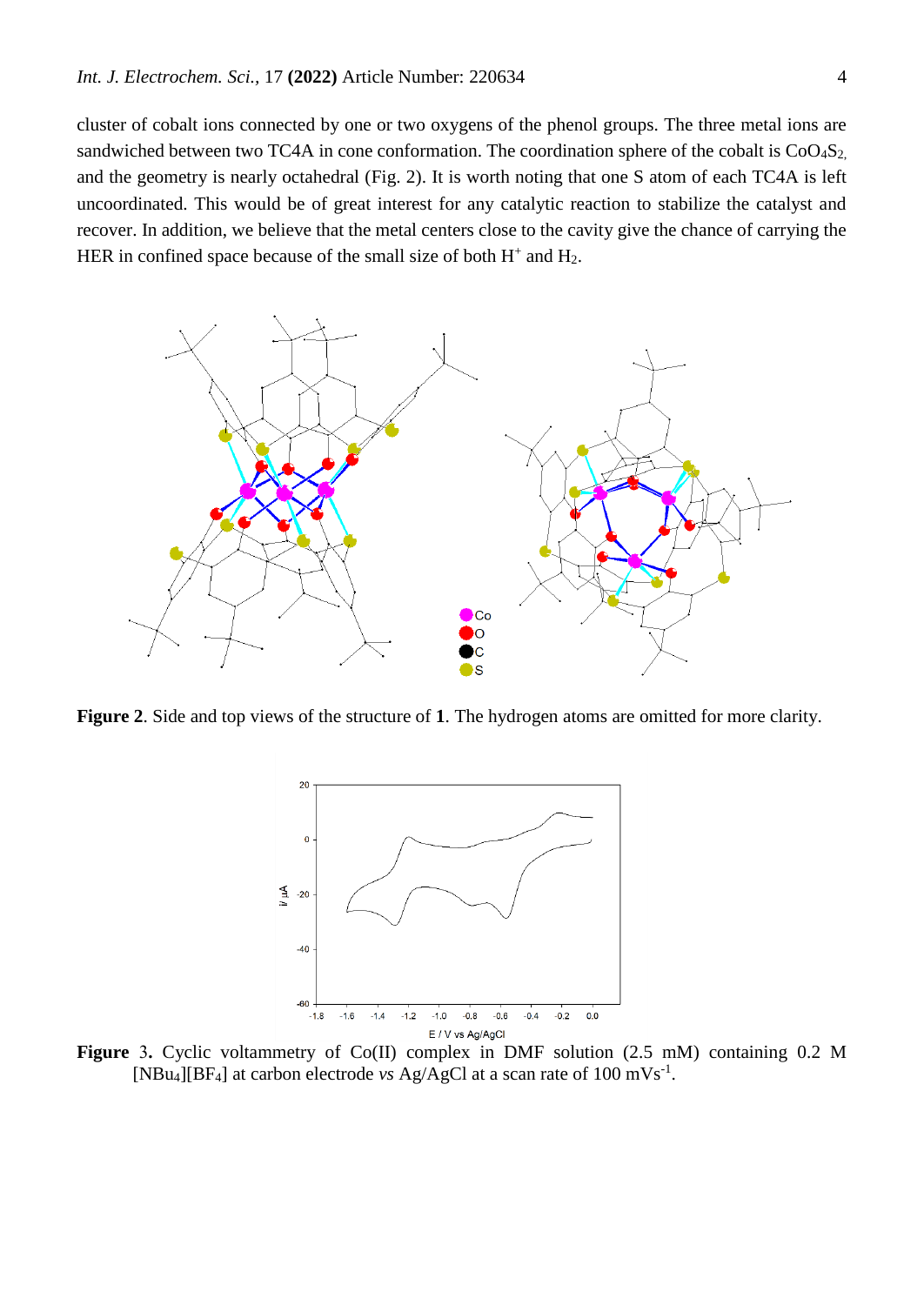cluster of cobalt ions connected by one or two oxygens of the phenol groups. The three metal ions are sandwiched between two TC4A in cone conformation. The coordination sphere of the cobalt is $CoO_4S_2$, and the geometry is nearly octahedral (Fig. 2). It is worth noting that one S atom of each TC4A is left uncoordinated. This would be of great interest for any catalytic reaction to stabilize the catalyst and recover. In addition, we believe that the metal centers close to the cavity give the chance of carrying the HER in confined space because of the small size of both $H^+$ and $H_2$.

**Figure 2**. Side and top views of the structure of **1**. The hydrogen atoms are omitted for more clarity.

**Figure 3.** Cyclic voltammetry of Co(II) complex in DMF solution (2.5 mM) containing 0.2 M $[NBu_4][BF_4]$ at carbon electrode *vs* Ag/AgCl at a scan rate of 100 $mVs^{-1}$.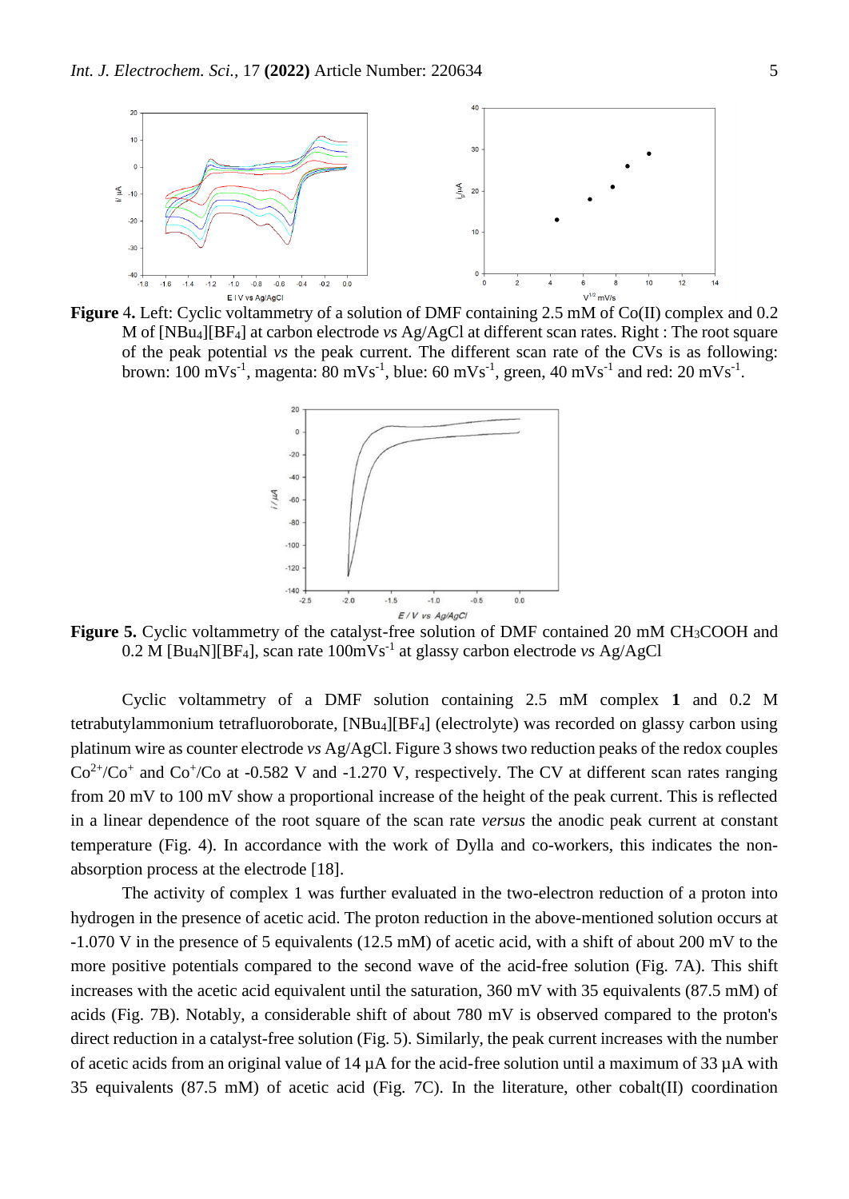**Figure 4.** Left: Cyclic voltammetry of a solution of DMF containing 2.5 mM of Co(II) complex and 0.2 M of $[NBu_4][BF_4]$ at carbon electrode *vs* Ag/AgCl at different scan rates. Right : The root square of the peak potential *vs* the peak current. The different scan rate of the CVs is as following: brown: 100 $mVs^{-1}$, magenta: 80 $mVs^{-1}$, blue: 60 $mVs^{-1}$, green, 40 $mVs^{-1}$ and red: 20 $mVs^{-1}$.

**Figure 5.** Cyclic voltammetry of the catalyst-free solution of DMF contained 20 mM $CH_3COOH$ and 0.2 M $[Bu_4N][BF_4]$, scan rate 100$mVs^{-1}$ at glassy carbon electrode *vs* Ag/AgCl

Cyclic voltammetry of a DMF solution containing 2.5 mM complex **1** and 0.2 M tetrabutylammonium tetrafluoroborate, $[NBu_4][BF_4]$ (electrolyte) was recorded on glassy carbon using platinum wire as counter electrode *vs* Ag/AgCl. Figure 3 shows two reduction peaks of the redox couples $Co^{2+}/Co^{+}$ and $Co^{+}/Co$ at -0.582 V and -1.270 V, respectively. The CV at different scan rates ranging from 20 mV to 100 mV show a proportional increase of the height of the peak current. This is reflected in a linear dependence of the root square of the scan rate *versus* the anodic peak current at constant temperature (Fig. 4). In accordance with the work of Dylla and co-workers, this indicates the non-absorption process at the electrode [18].

The activity of complex 1 was further evaluated in the two-electron reduction of a proton into hydrogen in the presence of acetic acid. The proton reduction in the above-mentioned solution occurs at -1.070 V in the presence of 5 equivalents (12.5 mM) of acetic acid, with a shift of about 200 mV to the more positive potentials compared to the second wave of the acid-free solution (Fig. 7A). This shift increases with the acetic acid equivalent until the saturation, 360 mV with 35 equivalents (87.5 mM) of acids (Fig. 7B). Notably, a considerable shift of about 780 mV is observed compared to the proton's direct reduction in a catalyst-free solution (Fig. 5). Similarly, the peak current increases with the number of acetic acids from an original value of 14 µA for the acid-free solution until a maximum of 33 µA with 35 equivalents (87.5 mM) of acetic acid (Fig. 7C). In the literature, other cobalt(II) coordination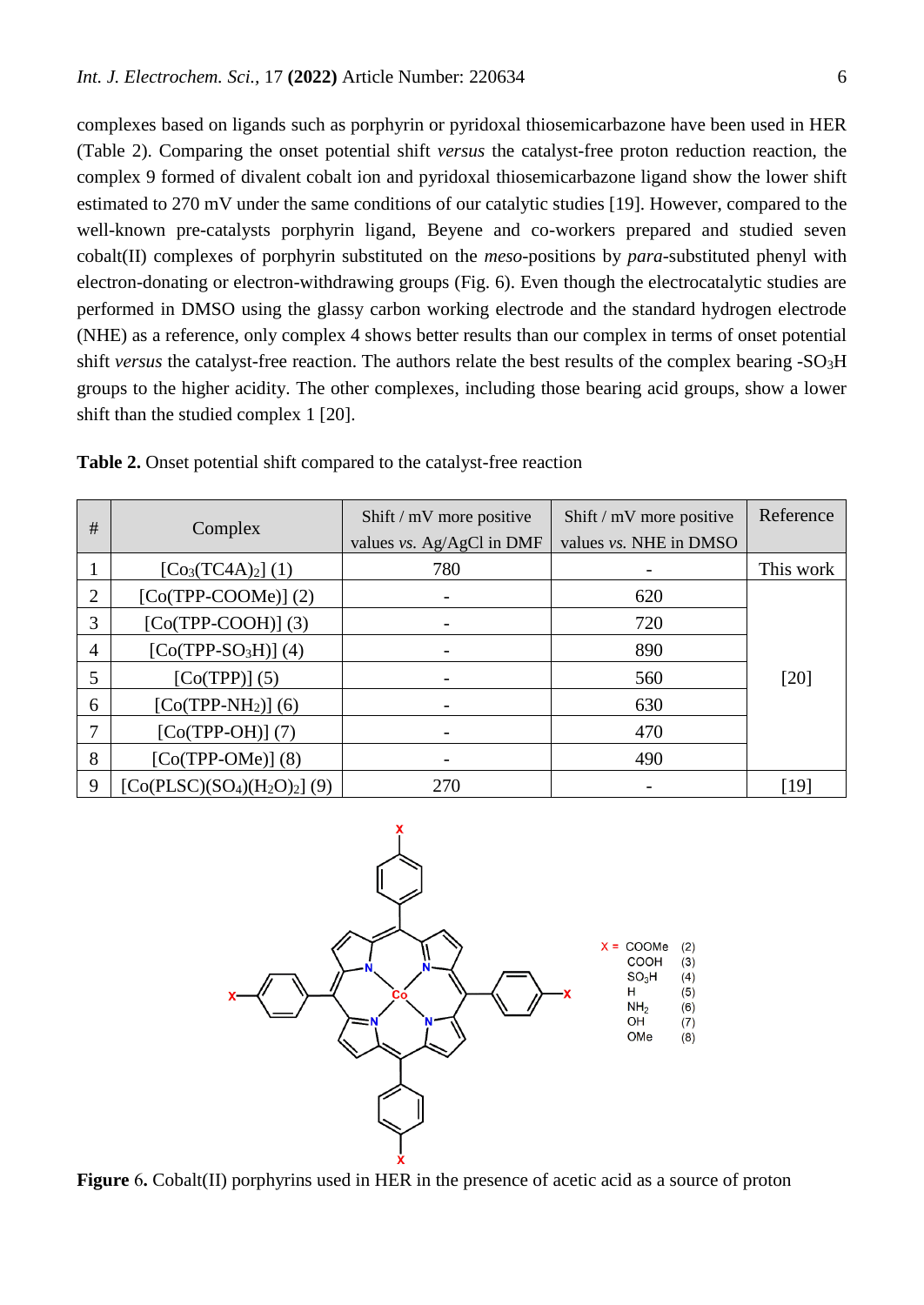complexes based on ligands such as porphyrin or pyridoxal thiosemicarbazone have been used in HER (Table 2). Comparing the onset potential shift *versus* the catalyst-free proton reduction reaction, the complex 9 formed of divalent cobalt ion and pyridoxal thiosemicarbazone ligand show the lower shift estimated to 270 mV under the same conditions of our catalytic studies [19]. However, compared to the well-known pre-catalysts porphyrin ligand, Beyene and co-workers prepared and studied seven cobalt(II) complexes of porphyrin substituted on the *meso*-positions by *para*-substituted phenyl with electron-donating or electron-withdrawing groups (Fig. 6). Even though the electrocatalytic studies are performed in DMSO using the glassy carbon working electrode and the standard hydrogen electrode (NHE) as a reference, only complex 4 shows better results than our complex in terms of onset potential shift *versus* the catalyst-free reaction. The authors relate the best results of the complex bearing -$SO_3H$ groups to the higher acidity. The other complexes, including those bearing acid groups, show a lower shift than the studied complex 1 [20].

**Table 2.** Onset potential shift compared to the catalyst-free reaction

| # | Complex | Shift / mV more positive values *vs.* Ag/AgCl in DMF | Shift / mV more positive values *vs.* NHE in DMSO | Reference |
|---|---|---|---|---|
| 1 | $[Co_3(TC4A)_2]$ (1) | 780 | - | This work |
| 2 | [Co(TPP-COOMe)] (2) | - | 620 | [20] |
| 3 | [Co(TPP-COOH)] (3) | - | 720 | [20] |
| 4 | $[Co(TPP\text{-}SO_3H)]$ (4) | - | 890 | [20] |
| 5 | [Co(TPP)] (5) | - | 560 | [20] |
| 6 | $[Co(TPP\text{-}NH_2)]$ (6) | - | 630 | [20] |
| 7 | [Co(TPP-OH)] (7) | - | 470 | [20] |
| 8 | [Co(TPP-OMe)] (8) | - | 490 | [20] |
| 9 | $[Co(PLSC)(SO_4)(H_2O)_2]$ (9) | 270 | - | [19] |

X = COOMe (2), COOH (3), $SO_3H$ (4), H (5), $NH_2$ (6), OH (7), OMe (8)

**Figure 6.** Cobalt(II) porphyrins used in HER in the presence of acetic acid as a source of proton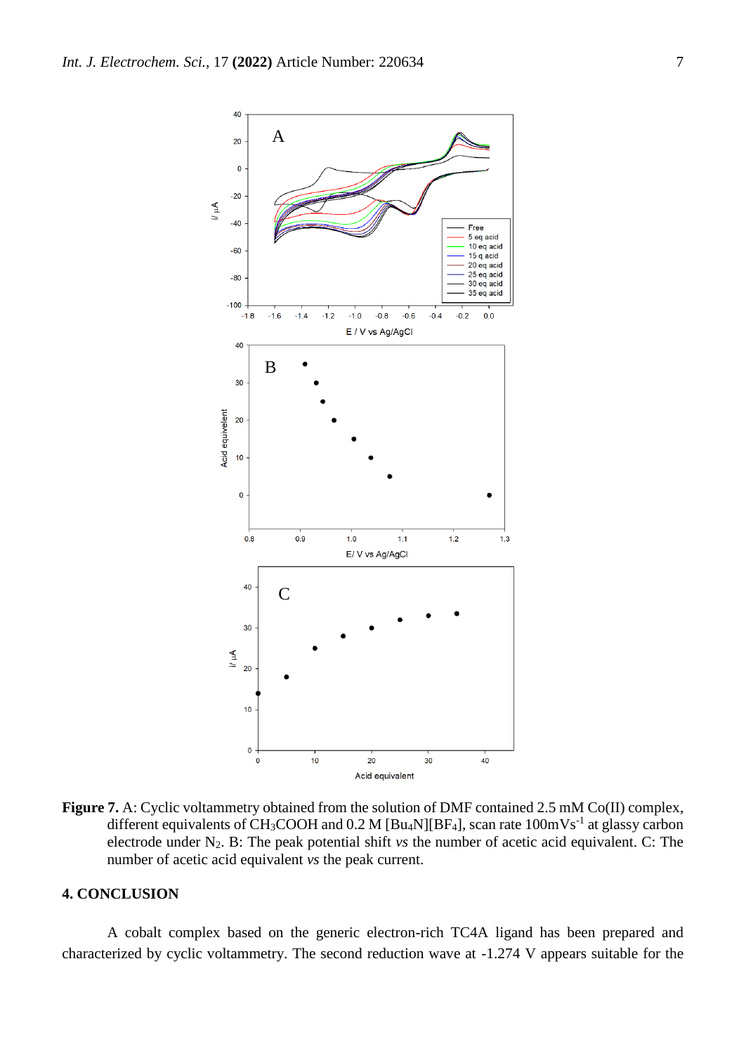**Figure 7.** A: Cyclic voltammetry obtained from the solution of DMF contained 2.5 mM Co(II) complex, different equivalents of $CH_3COOH$ and 0.2 M $[Bu_4N][BF_4]$, scan rate 100mVs$^{-1}$ at glassy carbon electrode under $N_2$. B: The peak potential shift *vs* the number of acetic acid equivalent. C: The number of acetic acid equivalent *vs* the peak current.

## 4. CONCLUSION

A cobalt complex based on the generic electron-rich TC4A ligand has been prepared and characterized by cyclic voltammetry. The second reduction wave at -1.274 V appears suitable for the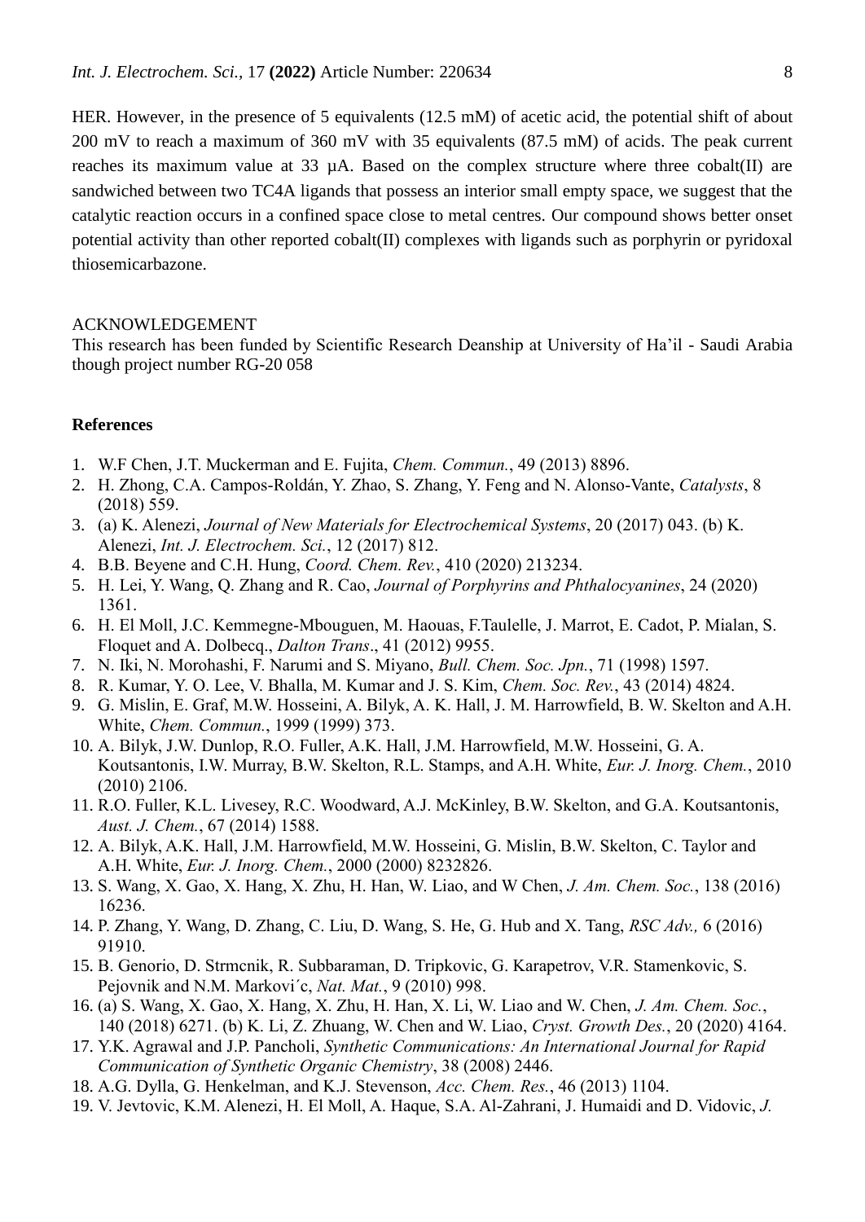HER. However, in the presence of 5 equivalents (12.5 mM) of acetic acid, the potential shift of about 200 mV to reach a maximum of 360 mV with 35 equivalents (87.5 mM) of acids. The peak current reaches its maximum value at 33 µA. Based on the complex structure where three cobalt(II) are sandwiched between two TC4A ligands that possess an interior small empty space, we suggest that the catalytic reaction occurs in a confined space close to metal centres. Our compound shows better onset potential activity than other reported cobalt(II) complexes with ligands such as porphyrin or pyridoxal thiosemicarbazone.

ACKNOWLEDGEMENT

This research has been funded by Scientific Research Deanship at University of Ha'il - Saudi Arabia though project number RG-20 058

## References

1. W.F Chen, J.T. Muckerman and E. Fujita, *Chem. Commun.*, 49 (2013) 8896.
2. H. Zhong, C.A. Campos-Roldán, Y. Zhao, S. Zhang, Y. Feng and N. Alonso-Vante, *Catalysts*, 8 (2018) 559.
3. (a) K. Alenezi, *Journal of New Materials for Electrochemical Systems*, 20 (2017) 043. (b) K. Alenezi, *Int. J. Electrochem. Sci.*, 12 (2017) 812.
4. B.B. Beyene and C.H. Hung, *Coord. Chem. Rev.*, 410 (2020) 213234.
5. H. Lei, Y. Wang, Q. Zhang and R. Cao, *Journal of Porphyrins and Phthalocyanines*, 24 (2020) 1361.
6. H. El Moll, J.C. Kemmegne-Mbouguen, M. Haouas, F.Taulelle, J. Marrot, E. Cadot, P. Mialan, S. Floquet and A. Dolbecq., *Dalton Trans*., 41 (2012) 9955.
7. N. Iki, N. Morohashi, F. Narumi and S. Miyano, *Bull. Chem. Soc. Jpn.*, 71 (1998) 1597.
8. R. Kumar, Y. O. Lee, V. Bhalla, M. Kumar and J. S. Kim, *Chem. Soc. Rev.*, 43 (2014) 4824.
9. G. Mislin, E. Graf, M.W. Hosseini, A. Bilyk, A. K. Hall, J. M. Harrowfield, B. W. Skelton and A.H. White, *Chem. Commun.*, 1999 (1999) 373.
10. A. Bilyk, J.W. Dunlop, R.O. Fuller, A.K. Hall, J.M. Harrowfield, M.W. Hosseini, G. A. Koutsantonis, I.W. Murray, B.W. Skelton, R.L. Stamps, and A.H. White, *Eur. J. Inorg. Chem.*, 2010 (2010) 2106.
11. R.O. Fuller, K.L. Livesey, R.C. Woodward, A.J. McKinley, B.W. Skelton, and G.A. Koutsantonis, *Aust. J. Chem.*, 67 (2014) 1588.
12. A. Bilyk, A.K. Hall, J.M. Harrowfield, M.W. Hosseini, G. Mislin, B.W. Skelton, C. Taylor and A.H. White, *Eur. J. Inorg. Chem.*, 2000 (2000) 8232826.
13. S. Wang, X. Gao, X. Hang, X. Zhu, H. Han, W. Liao, and W Chen, *J. Am. Chem. Soc.*, 138 (2016) 16236.
14. P. Zhang, Y. Wang, D. Zhang, C. Liu, D. Wang, S. He, G. Hub and X. Tang, *RSC Adv.,* 6 (2016) 91910.
15. B. Genorio, D. Strmcnik, R. Subbaraman, D. Tripkovic, G. Karapetrov, V.R. Stamenkovic, S. Pejovnik and N.M. Markovi´c, *Nat. Mat.*, 9 (2010) 998.
16. (a) S. Wang, X. Gao, X. Hang, X. Zhu, H. Han, X. Li, W. Liao and W. Chen, *J. Am. Chem. Soc.*, 140 (2018) 6271. (b) K. Li, Z. Zhuang, W. Chen and W. Liao, *Cryst. Growth Des.*, 20 (2020) 4164.
17. Y.K. Agrawal and J.P. Pancholi, *Synthetic Communications: An International Journal for Rapid Communication of Synthetic Organic Chemistry*, 38 (2008) 2446.
18. A.G. Dylla, G. Henkelman, and K.J. Stevenson, *Acc. Chem. Res.*, 46 (2013) 1104.
19. V. Jevtovic, K.M. Alenezi, H. El Moll, A. Haque, S.A. Al-Zahrani, J. Humaidi and D. Vidovic, *J.*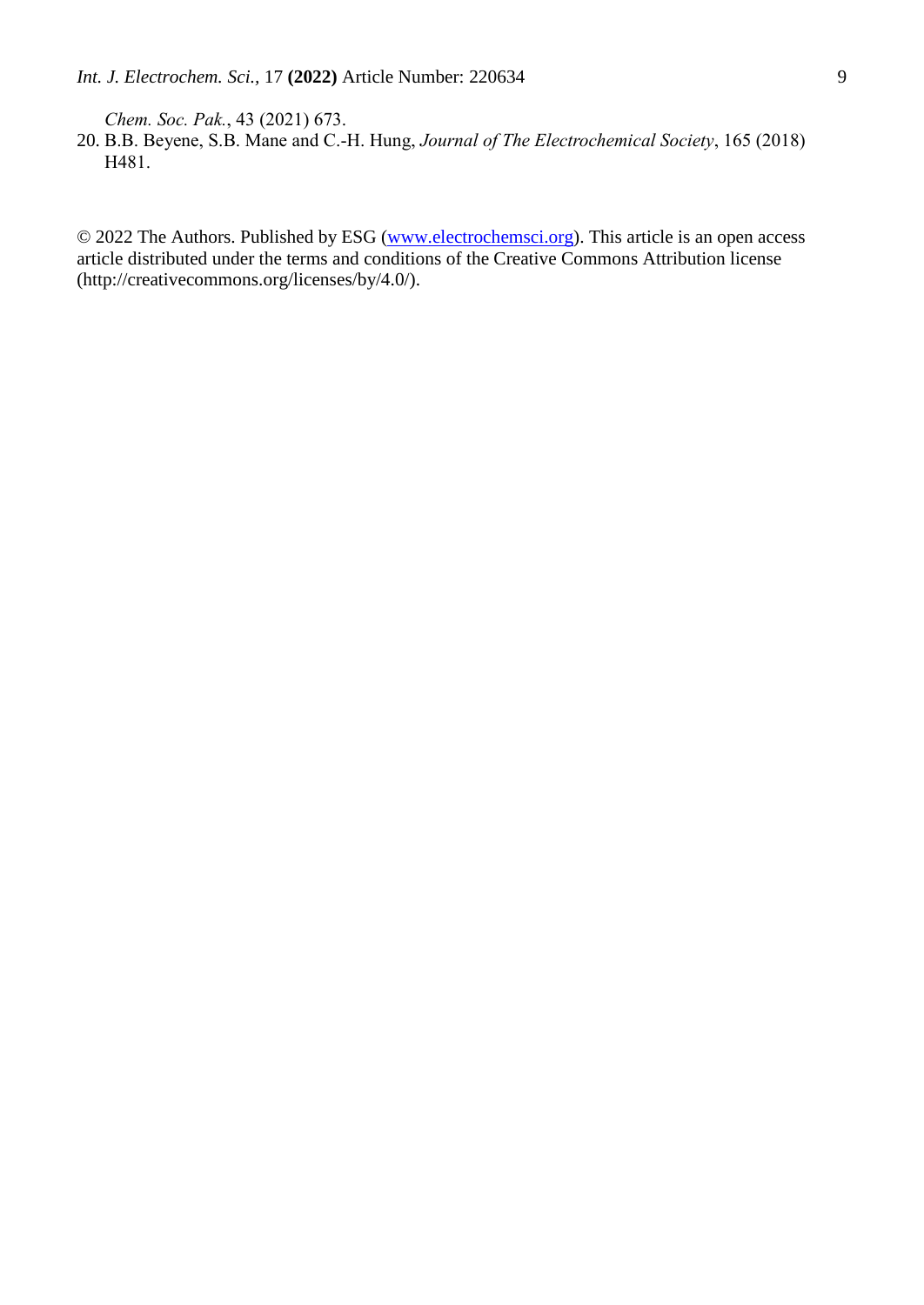Chem. Soc. Pak.*, 43 (2021) 673.

20. B.B. Beyene, S.B. Mane and C.-H. Hung, *Journal of The Electrochemical Society*, 165 (2018) H481.

© 2022 The Authors. Published by ESG (www.electrochemsci.org). This article is an open access article distributed under the terms and conditions of the Creative Commons Attribution license (http://creativecommons.org/licenses/by/4.0/).